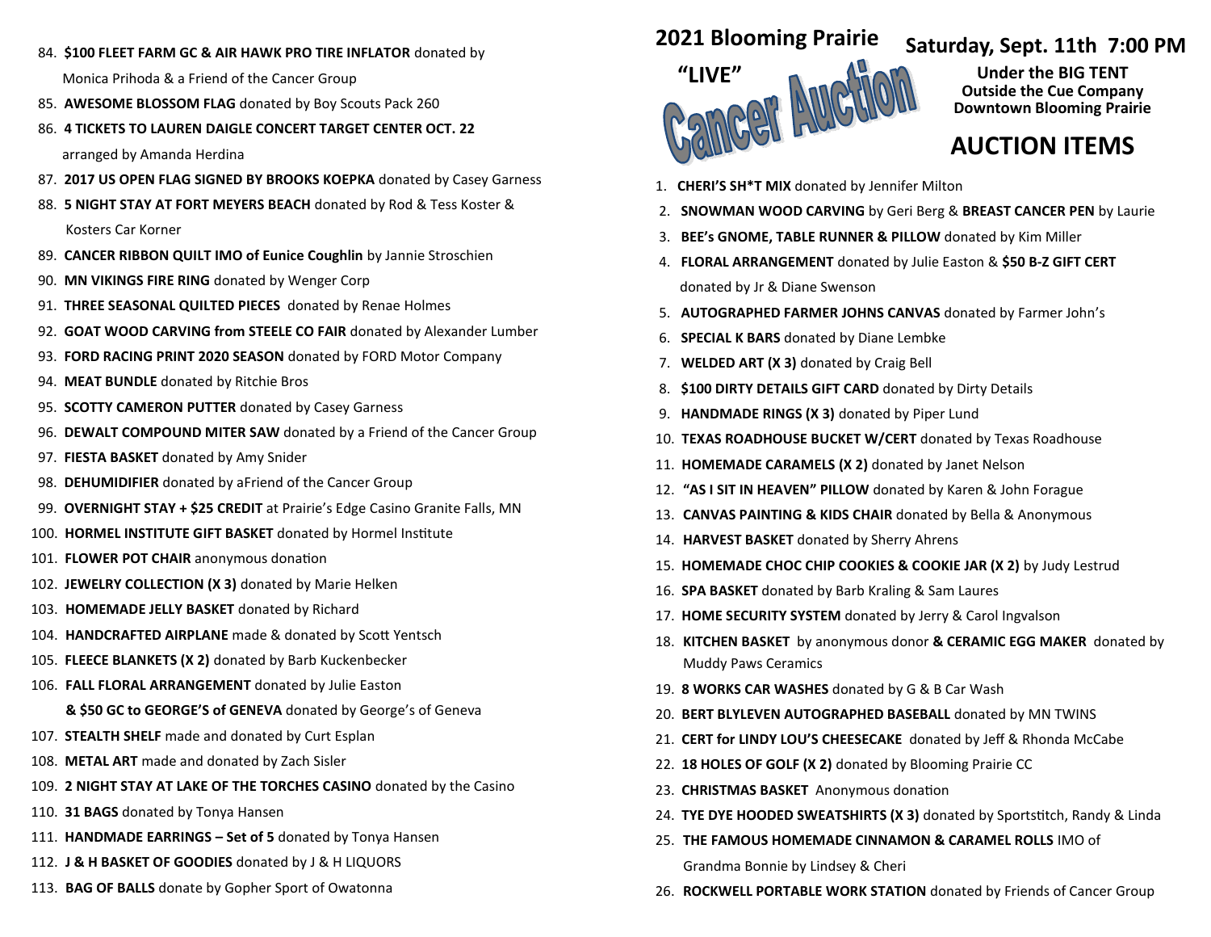# 2021 Blooming Prairie "LIVE" Cancer Auction

## Saturday, Sept. 11th 7:00 PM

**Under the BIG TENT**
**Outside the Cue Company**
**Downtown Blooming Prairie**

## AUCTION ITEMS

1. **CHERI'S SH*T MIX** donated by Jennifer Milton
2. **SNOWMAN WOOD CARVING** by Geri Berg & **BREAST CANCER PEN** by Laurie
3. **BEE's GNOME, TABLE RUNNER & PILLOW** donated by Kim Miller
4. **FLORAL ARRANGEMENT** donated by Julie Easton & **$50 B-Z GIFT CERT** donated by Jr & Diane Swenson
5. **AUTOGRAPHED FARMER JOHNS CANVAS** donated by Farmer John's
6. **SPECIAL K BARS** donated by Diane Lembke
7. **WELDED ART (X 3)** donated by Craig Bell
8. **$100 DIRTY DETAILS GIFT CARD** donated by Dirty Details
9. **HANDMADE RINGS (X 3)** donated by Piper Lund
10. **TEXAS ROADHOUSE BUCKET W/CERT** donated by Texas Roadhouse
11. **HOMEMADE CARAMELS (X 2)** donated by Janet Nelson
12. **"AS I SIT IN HEAVEN" PILLOW** donated by Karen & John Forague
13. **CANVAS PAINTING & KIDS CHAIR** donated by Bella & Anonymous
14. **HARVEST BASKET** donated by Sherry Ahrens
15. **HOMEMADE CHOC CHIP COOKIES & COOKIE JAR (X 2)** by Judy Lestrud
16. **SPA BASKET** donated by Barb Kraling & Sam Laures
17. **HOME SECURITY SYSTEM** donated by Jerry & Carol Ingvalson
18. **KITCHEN BASKET** by anonymous donor **& CERAMIC EGG MAKER** donated by Muddy Paws Ceramics
19. **8 WORKS CAR WASHES** donated by G & B Car Wash
20. **BERT BLYLEVEN AUTOGRAPHED BASEBALL** donated by MN TWINS
21. **CERT for LINDY LOU'S CHEESECAKE** donated by Jeff & Rhonda McCabe
22. **18 HOLES OF GOLF (X 2)** donated by Blooming Prairie CC
23. **CHRISTMAS BASKET** Anonymous donation
24. **TYE DYE HOODED SWEATSHIRTS (X 3)** donated by Sportstitch, Randy & Linda
25. **THE FAMOUS HOMEMADE CINNAMON & CARAMEL ROLLS** IMO of Grandma Bonnie by Lindsey & Cheri
26. **ROCKWELL PORTABLE WORK STATION** donated by Friends of Cancer Group

84. **$100 FLEET FARM GC & AIR HAWK PRO TIRE INFLATOR** donated by Monica Prihoda & a Friend of the Cancer Group
85. **AWESOME BLOSSOM FLAG** donated by Boy Scouts Pack 260
86. **4 TICKETS TO LAUREN DAIGLE CONCERT TARGET CENTER OCT. 22** arranged by Amanda Herdina
87. **2017 US OPEN FLAG SIGNED BY BROOKS KOEPKA** donated by Casey Garness
88. **5 NIGHT STAY AT FORT MEYERS BEACH** donated by Rod & Tess Koster & Kosters Car Korner
89. **CANCER RIBBON QUILT IMO of Eunice Coughlin** by Jannie Stroschien
90. **MN VIKINGS FIRE RING** donated by Wenger Corp
91. **THREE SEASONAL QUILTED PIECES** donated by Renae Holmes
92. **GOAT WOOD CARVING from STEELE CO FAIR** donated by Alexander Lumber
93. **FORD RACING PRINT 2020 SEASON** donated by FORD Motor Company
94. **MEAT BUNDLE** donated by Ritchie Bros
95. **SCOTTY CAMERON PUTTER** donated by Casey Garness
96. **DEWALT COMPOUND MITER SAW** donated by a Friend of the Cancer Group
97. **FIESTA BASKET** donated by Amy Snider
98. **DEHUMIDIFIER** donated by aFriend of the Cancer Group
99. **OVERNIGHT STAY + $25 CREDIT** at Prairie's Edge Casino Granite Falls, MN
100. **HORMEL INSTITUTE GIFT BASKET** donated by Hormel Institute
101. **FLOWER POT CHAIR** anonymous donation
102. **JEWELRY COLLECTION (X 3)** donated by Marie Helken
103. **HOMEMADE JELLY BASKET** donated by Richard
104. **HANDCRAFTED AIRPLANE** made & donated by Scott Yentsch
105. **FLEECE BLANKETS (X 2)** donated by Barb Kuckenbecker
106. **FALL FLORAL ARRANGEMENT** donated by Julie Easton **& $50 GC to GEORGE'S of GENEVA** donated by George's of Geneva
107. **STEALTH SHELF** made and donated by Curt Esplan
108. **METAL ART** made and donated by Zach Sisler
109. **2 NIGHT STAY AT LAKE OF THE TORCHES CASINO** donated by the Casino
110. **31 BAGS** donated by Tonya Hansen
111. **HANDMADE EARRINGS – Set of 5** donated by Tonya Hansen
112. **J & H BASKET OF GOODIES** donated by J & H LIQUORS
113. **BAG OF BALLS** donate by Gopher Sport of Owatonna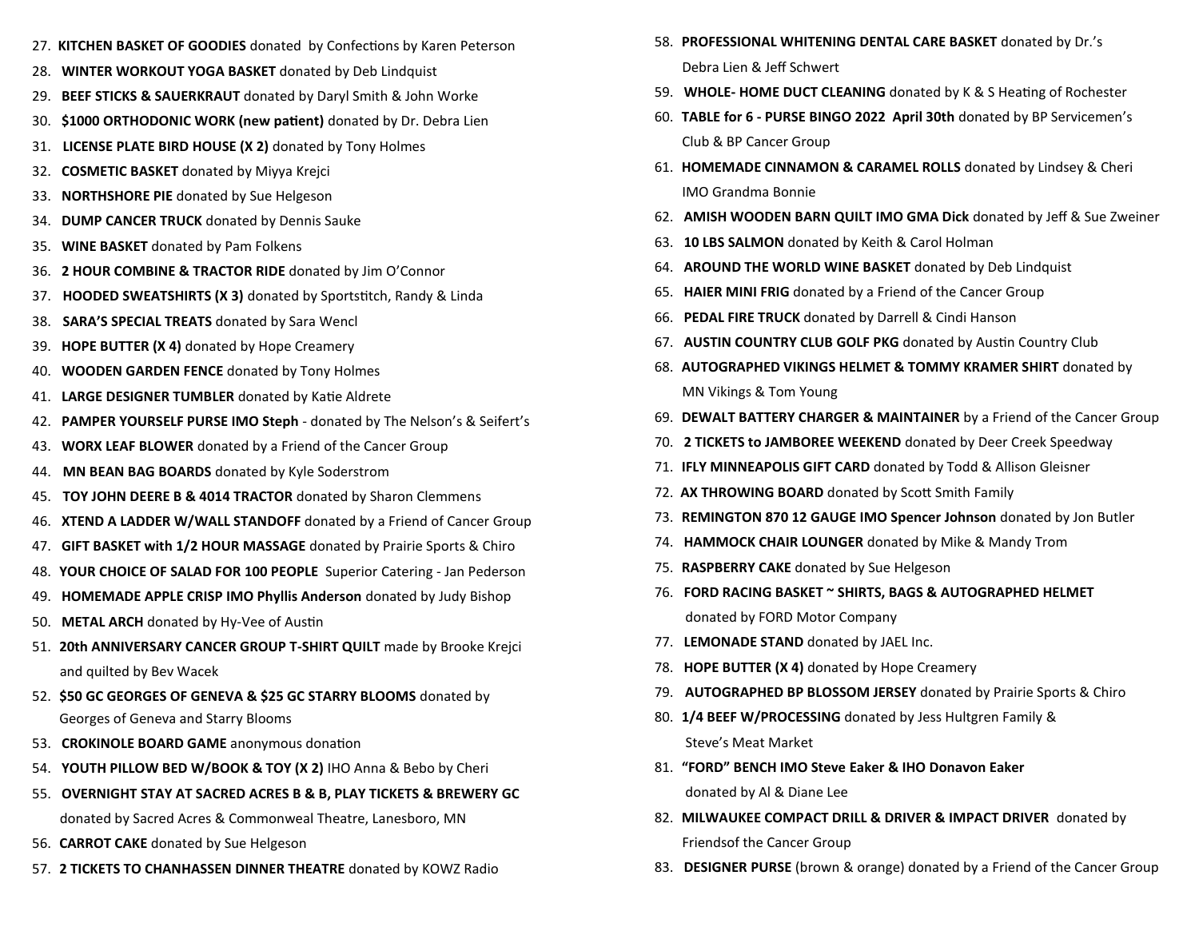27. **KITCHEN BASKET OF GOODIES** donated by Confections by Karen Peterson
28. **WINTER WORKOUT YOGA BASKET** donated by Deb Lindquist
29. **BEEF STICKS & SAUERKRAUT** donated by Daryl Smith & John Worke
30. **$1000 ORTHODONIC WORK (new patient)** donated by Dr. Debra Lien
31. **LICENSE PLATE BIRD HOUSE (X 2)** donated by Tony Holmes
32. **COSMETIC BASKET** donated by Miyya Krejci
33. **NORTHSHORE PIE** donated by Sue Helgeson
34. **DUMP CANCER TRUCK** donated by Dennis Sauke
35. **WINE BASKET** donated by Pam Folkens
36. **2 HOUR COMBINE & TRACTOR RIDE** donated by Jim O'Connor
37. **HOODED SWEATSHIRTS (X 3)** donated by Sportstitch, Randy & Linda
38. **SARA'S SPECIAL TREATS** donated by Sara Wencl
39. **HOPE BUTTER (X 4)** donated by Hope Creamery
40. **WOODEN GARDEN FENCE** donated by Tony Holmes
41. **LARGE DESIGNER TUMBLER** donated by Katie Aldrete
42. **PAMPER YOURSELF PURSE IMO Steph** - donated by The Nelson's & Seifert's
43. **WORX LEAF BLOWER** donated by a Friend of the Cancer Group
44. **MN BEAN BAG BOARDS** donated by Kyle Soderstrom
45. **TOY JOHN DEERE B & 4014 TRACTOR** donated by Sharon Clemmens
46. **XTEND A LADDER W/WALL STANDOFF** donated by a Friend of Cancer Group
47. **GIFT BASKET with 1/2 HOUR MASSAGE** donated by Prairie Sports & Chiro
48. **YOUR CHOICE OF SALAD FOR 100 PEOPLE** Superior Catering - Jan Pederson
49. **HOMEMADE APPLE CRISP IMO Phyllis Anderson** donated by Judy Bishop
50. **METAL ARCH** donated by Hy-Vee of Austin
51. **20th ANNIVERSARY CANCER GROUP T-SHIRT QUILT** made by Brooke Krejci and quilted by Bev Wacek
52. **$50 GC GEORGES OF GENEVA & $25 GC STARRY BLOOMS** donated by Georges of Geneva and Starry Blooms
53. **CROKINOLE BOARD GAME** anonymous donation
54. **YOUTH PILLOW BED W/BOOK & TOY (X 2)** IHO Anna & Bebo by Cheri
55. **OVERNIGHT STAY AT SACRED ACRES B & B, PLAY TICKETS & BREWERY GC** donated by Sacred Acres & Commonweal Theatre, Lanesboro, MN
56. **CARROT CAKE** donated by Sue Helgeson
57. **2 TICKETS TO CHANHASSEN DINNER THEATRE** donated by KOWZ Radio
58. **PROFESSIONAL WHITENING DENTAL CARE BASKET** donated by Dr.'s Debra Lien & Jeff Schwert
59. **WHOLE- HOME DUCT CLEANING** donated by K & S Heating of Rochester
60. **TABLE for 6 - PURSE BINGO 2022 April 30th** donated by BP Servicemen's Club & BP Cancer Group
61. **HOMEMADE CINNAMON & CARAMEL ROLLS** donated by Lindsey & Cheri IMO Grandma Bonnie
62. **AMISH WOODEN BARN QUILT IMO GMA Dick** donated by Jeff & Sue Zweiner
63. **10 LBS SALMON** donated by Keith & Carol Holman
64. **AROUND THE WORLD WINE BASKET** donated by Deb Lindquist
65. **HAIER MINI FRIG** donated by a Friend of the Cancer Group
66. **PEDAL FIRE TRUCK** donated by Darrell & Cindi Hanson
67. **AUSTIN COUNTRY CLUB GOLF PKG** donated by Austin Country Club
68. **AUTOGRAPHED VIKINGS HELMET & TOMMY KRAMER SHIRT** donated by MN Vikings & Tom Young
69. **DEWALT BATTERY CHARGER & MAINTAINER** by a Friend of the Cancer Group
70. **2 TICKETS to JAMBOREE WEEKEND** donated by Deer Creek Speedway
71. **IFLY MINNEAPOLIS GIFT CARD** donated by Todd & Allison Gleisner
72. **AX THROWING BOARD** donated by Scott Smith Family
73. **REMINGTON 870 12 GAUGE IMO Spencer Johnson** donated by Jon Butler
74. **HAMMOCK CHAIR LOUNGER** donated by Mike & Mandy Trom
75. **RASPBERRY CAKE** donated by Sue Helgeson
76. **FORD RACING BASKET ~ SHIRTS, BAGS & AUTOGRAPHED HELMET** donated by FORD Motor Company
77. **LEMONADE STAND** donated by JAEL Inc.
78. **HOPE BUTTER (X 4)** donated by Hope Creamery
79. **AUTOGRAPHED BP BLOSSOM JERSEY** donated by Prairie Sports & Chiro
80. **1/4 BEEF W/PROCESSING** donated by Jess Hultgren Family & Steve's Meat Market
81. **"FORD" BENCH IMO Steve Eaker & IHO Donavon Eaker** donated by Al & Diane Lee
82. **MILWAUKEE COMPACT DRILL & DRIVER & IMPACT DRIVER** donated by Friendsof the Cancer Group
83. **DESIGNER PURSE** (brown & orange) donated by a Friend of the Cancer Group